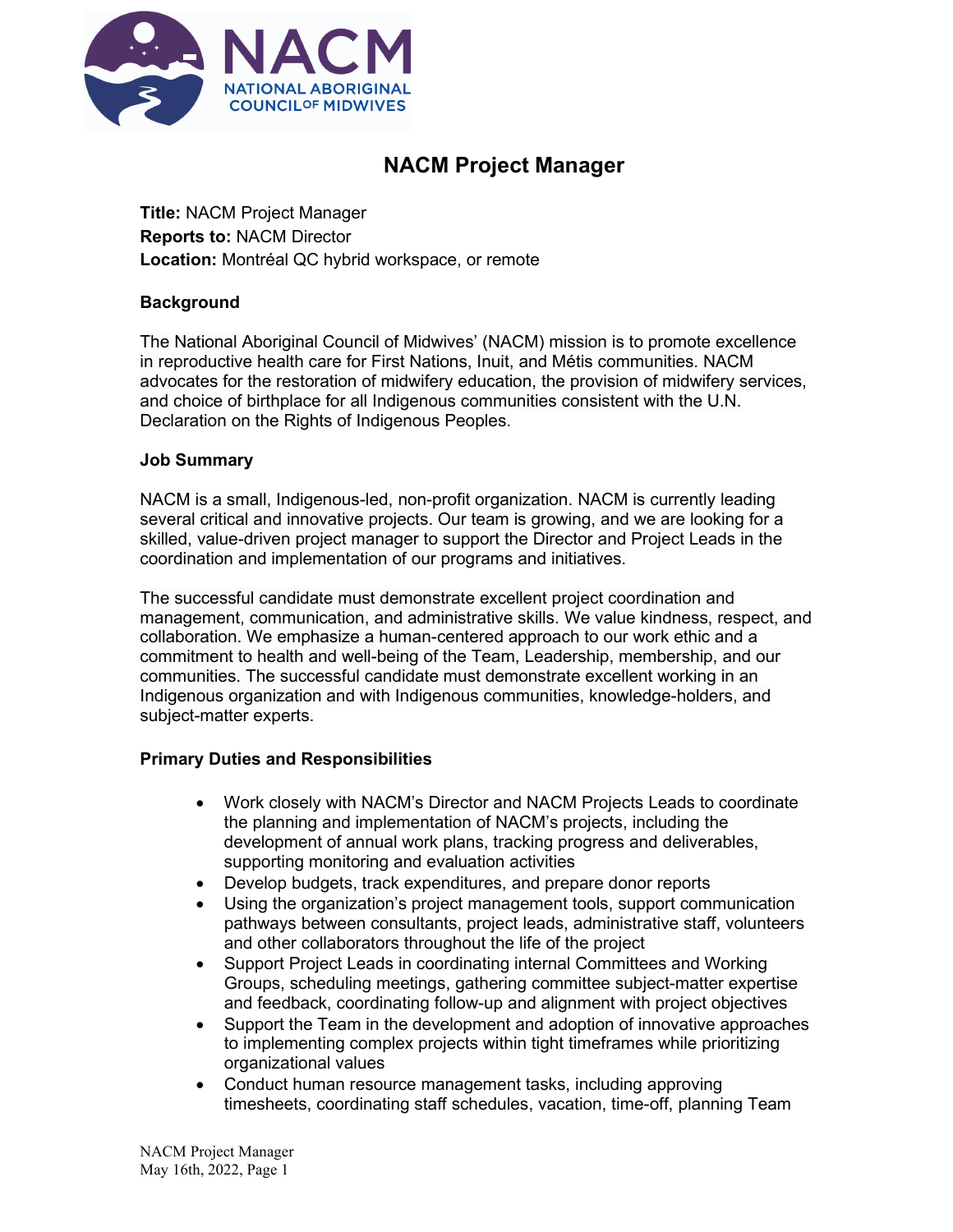# NACM Project Manager

**Title:** NACM Project Manager
**Reports to:** NACM Director
**Location:** Montréal QC hybrid workspace, or remote

**Background**

The National Aboriginal Council of Midwives' (NACM) mission is to promote excellence in reproductive health care for First Nations, Inuit, and Métis communities. NACM advocates for the restoration of midwifery education, the provision of midwifery services, and choice of birthplace for all Indigenous communities consistent with the U.N. Declaration on the Rights of Indigenous Peoples.

**Job Summary**

NACM is a small, Indigenous-led, non-profit organization. NACM is currently leading several critical and innovative projects. Our team is growing, and we are looking for a skilled, value-driven project manager to support the Director and Project Leads in the coordination and implementation of our programs and initiatives.

The successful candidate must demonstrate excellent project coordination and management, communication, and administrative skills. We value kindness, respect, and collaboration. We emphasize a human-centered approach to our work ethic and a commitment to health and well-being of the Team, Leadership, membership, and our communities. The successful candidate must demonstrate excellent working in an Indigenous organization and with Indigenous communities, knowledge-holders, and subject-matter experts.

**Primary Duties and Responsibilities**

- Work closely with NACM's Director and NACM Projects Leads to coordinate the planning and implementation of NACM's projects, including the development of annual work plans, tracking progress and deliverables, supporting monitoring and evaluation activities
- Develop budgets, track expenditures, and prepare donor reports
- Using the organization's project management tools, support communication pathways between consultants, project leads, administrative staff, volunteers and other collaborators throughout the life of the project
- Support Project Leads in coordinating internal Committees and Working Groups, scheduling meetings, gathering committee subject-matter expertise and feedback, coordinating follow-up and alignment with project objectives
- Support the Team in the development and adoption of innovative approaches to implementing complex projects within tight timeframes while prioritizing organizational values
- Conduct human resource management tasks, including approving timesheets, coordinating staff schedules, vacation, time-off, planning Team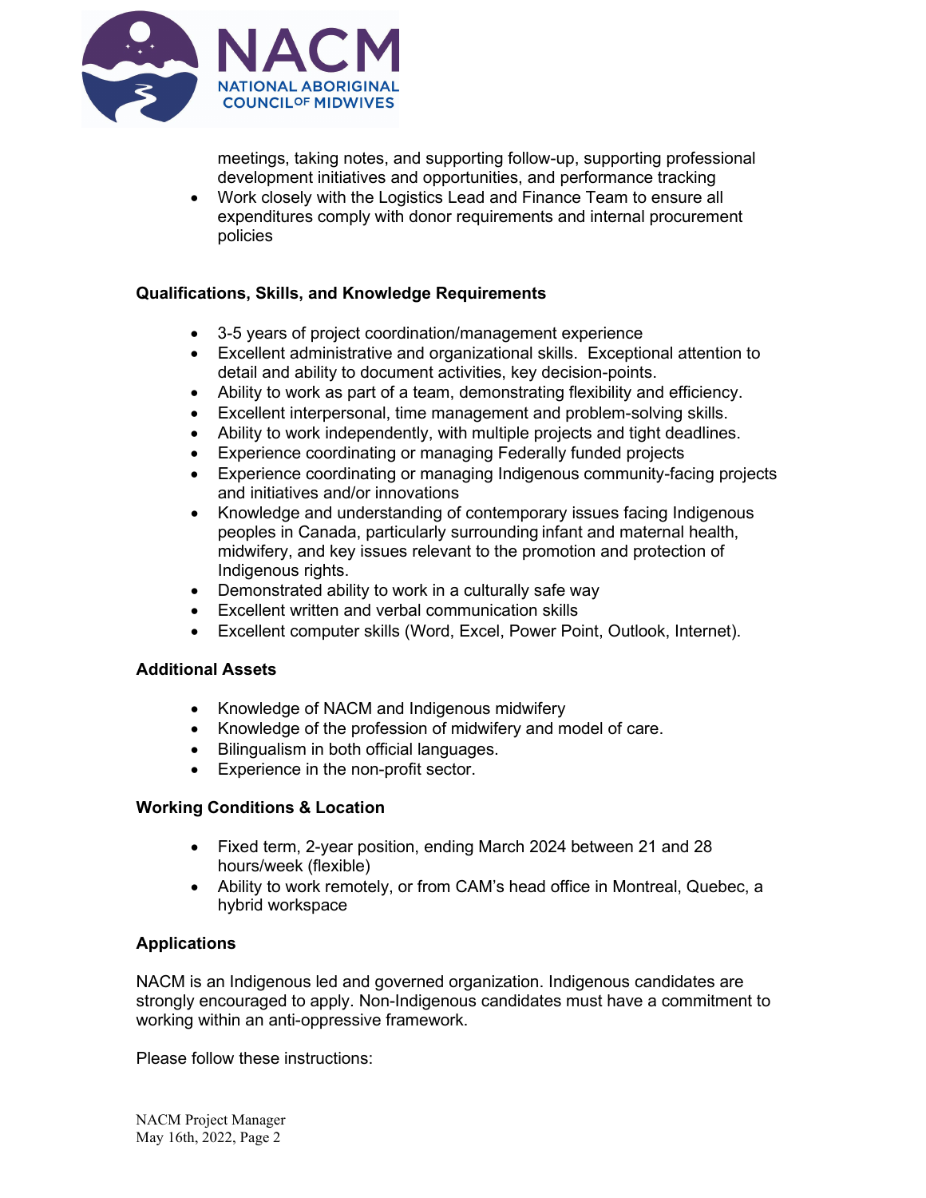- meetings, taking notes, and supporting follow-up, supporting professional development initiatives and opportunities, and performance tracking
- Work closely with the Logistics Lead and Finance Team to ensure all expenditures comply with donor requirements and internal procurement policies

**Qualifications, Skills, and Knowledge Requirements**

- 3-5 years of project coordination/management experience
- Excellent administrative and organizational skills. Exceptional attention to detail and ability to document activities, key decision-points.
- Ability to work as part of a team, demonstrating flexibility and efficiency.
- Excellent interpersonal, time management and problem-solving skills.
- Ability to work independently, with multiple projects and tight deadlines.
- Experience coordinating or managing Federally funded projects
- Experience coordinating or managing Indigenous community-facing projects and initiatives and/or innovations
- Knowledge and understanding of contemporary issues facing Indigenous peoples in Canada, particularly surrounding infant and maternal health, midwifery, and key issues relevant to the promotion and protection of Indigenous rights.
- Demonstrated ability to work in a culturally safe way
- Excellent written and verbal communication skills
- Excellent computer skills (Word, Excel, Power Point, Outlook, Internet).

**Additional Assets**

- Knowledge of NACM and Indigenous midwifery
- Knowledge of the profession of midwifery and model of care.
- Bilingualism in both official languages.
- Experience in the non-profit sector.

**Working Conditions & Location**

- Fixed term, 2-year position, ending March 2024 between 21 and 28 hours/week (flexible)
- Ability to work remotely, or from CAM's head office in Montreal, Quebec, a hybrid workspace

**Applications**

NACM is an Indigenous led and governed organization. Indigenous candidates are strongly encouraged to apply. Non-Indigenous candidates must have a commitment to working within an anti-oppressive framework.

Please follow these instructions: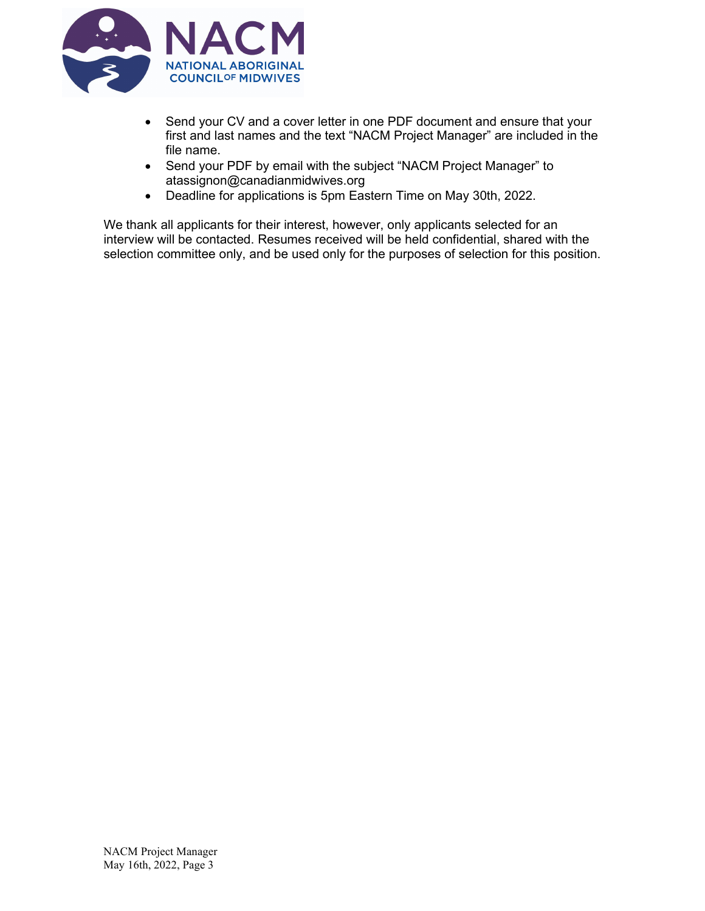- Send your CV and a cover letter in one PDF document and ensure that your first and last names and the text “NACM Project Manager” are included in the file name.
- Send your PDF by email with the subject “NACM Project Manager” to atassignon@canadianmidwives.org
- Deadline for applications is 5pm Eastern Time on May 30th, 2022.

We thank all applicants for their interest, however, only applicants selected for an interview will be contacted. Resumes received will be held confidential, shared with the selection committee only, and be used only for the purposes of selection for this position.